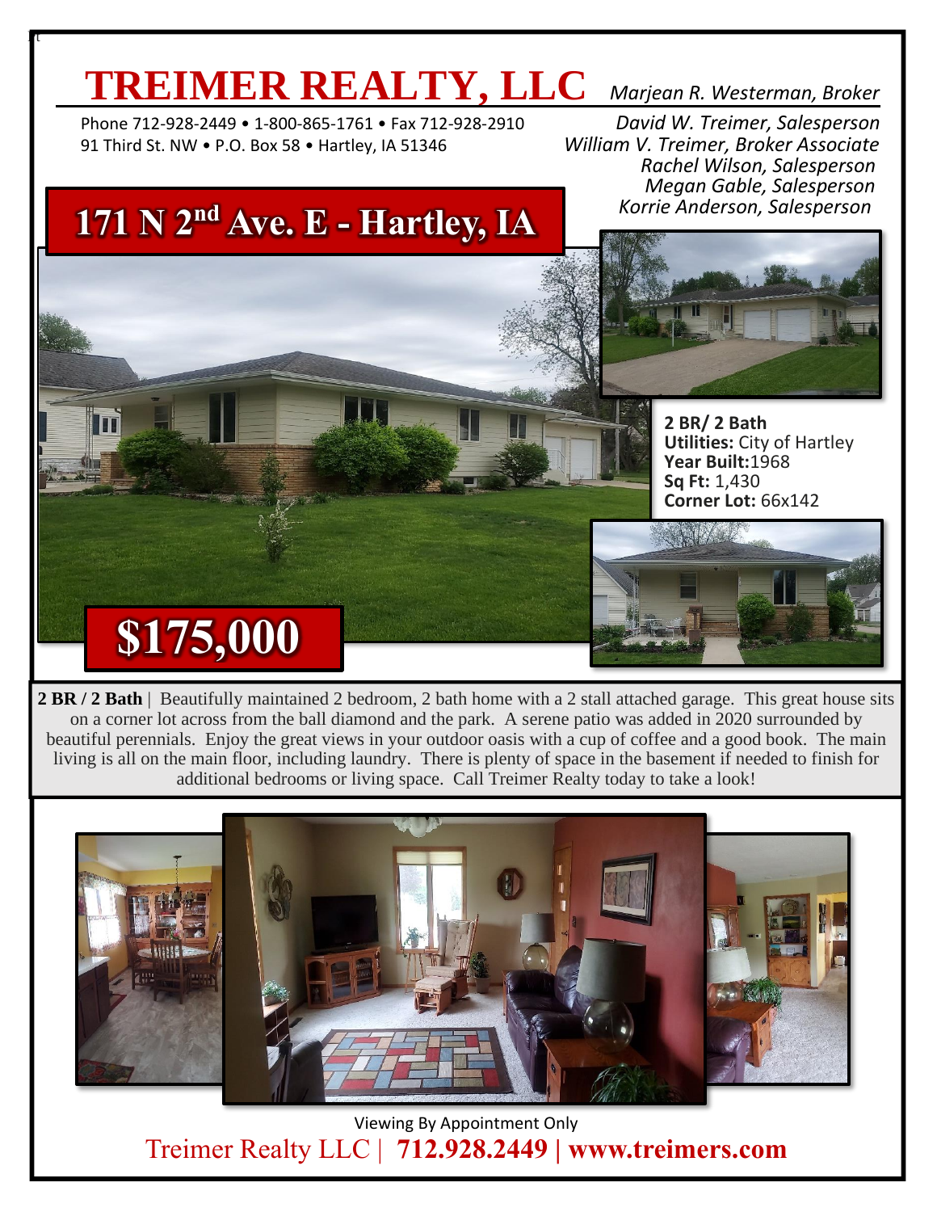# TREIMER REALTY, LLC

Phone 712-928-2449 • 1-800-865-1761 • Fax 712-928-2910
91 Third St. NW • P.O. Box 58 • Hartley, IA 51346

*Marjean R. Westerman, Broker*
*David W. Treimer, Salesperson*
*William V. Treimer, Broker Associate*
*Rachel Wilson, Salesperson*
*Megan Gable, Salesperson*
*Korrie Anderson, Salesperson*

## 171 N 2nd Ave. E - Hartley, IA

**2 BR/ 2 Bath**
**Utilities:** City of Hartley
**Year Built:** 1968
**Sq Ft:** 1,430
**Corner Lot:** 66x142

## $175,000

**2 BR / 2 Bath** | Beautifully maintained 2 bedroom, 2 bath home with a 2 stall attached garage. This great house sits on a corner lot across from the ball diamond and the park. A serene patio was added in 2020 surrounded by beautiful perennials. Enjoy the great views in your outdoor oasis with a cup of coffee and a good book. The main living is all on the main floor, including laundry. There is plenty of space in the basement if needed to finish for additional bedrooms or living space. Call Treimer Realty today to take a look!

Viewing By Appointment Only

Treimer Realty LLC | **712.928.2449 | www.treimers.com**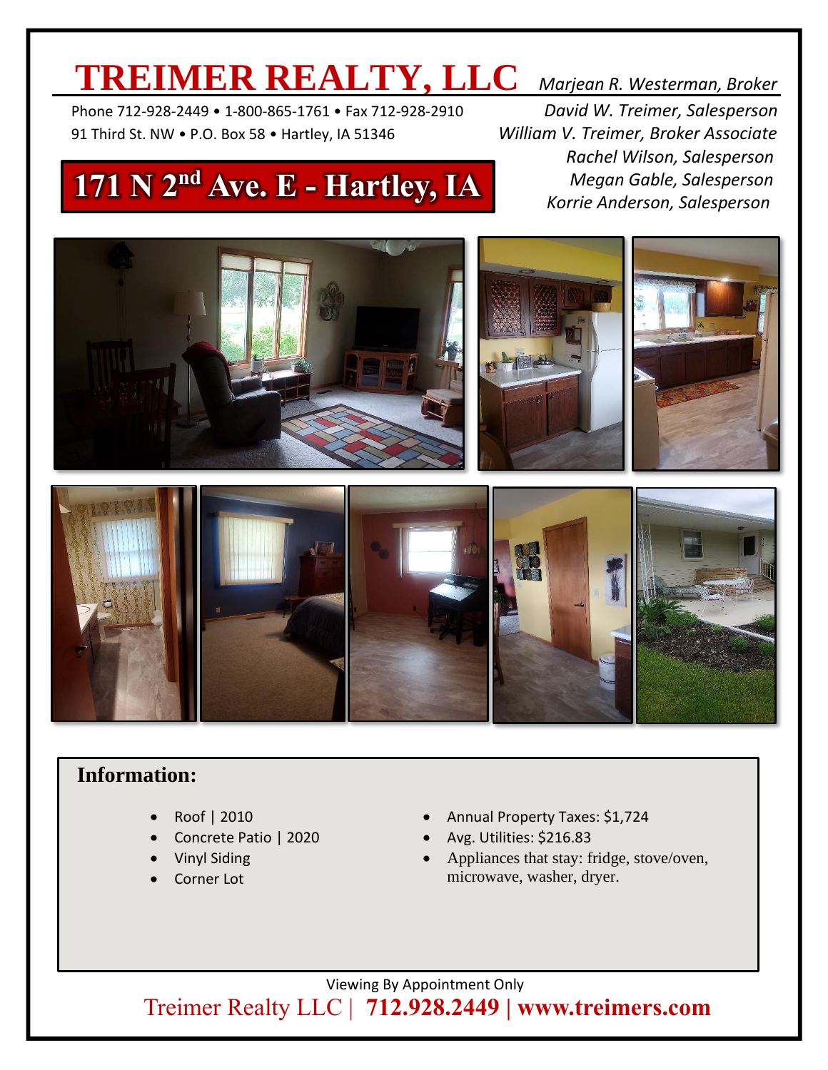# TREIMER REALTY, LLC

Phone 712-928-2449 • 1-800-865-1761 • Fax 712-928-2910
91 Third St. NW • P.O. Box 58 • Hartley, IA 51346

*Marjean R. Westerman, Broker*
*David W. Treimer, Salesperson*
*William V. Treimer, Broker Associate*
*Rachel Wilson, Salesperson*
*Megan Gable, Salesperson*
*Korrie Anderson, Salesperson*

## 171 N 2nd Ave. E - Hartley, IA

### Information:

- Roof | 2010
- Concrete Patio | 2020
- Vinyl Siding
- Corner Lot
- Annual Property Taxes: $1,724
- Avg. Utilities: $216.83
- Appliances that stay: fridge, stove/oven, microwave, washer, dryer.

Viewing By Appointment Only

Treimer Realty LLC | **712.928.2449 | www.treimers.com**